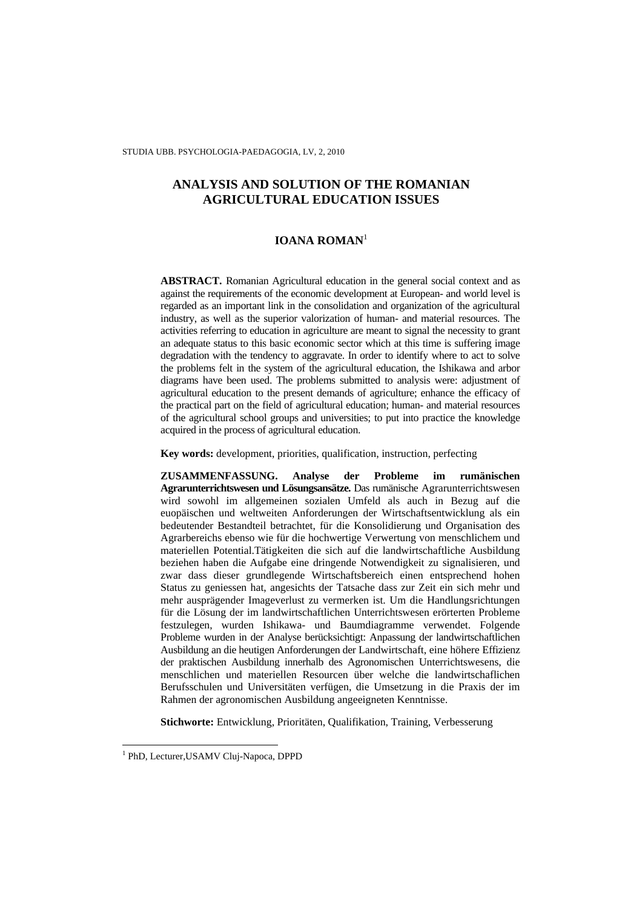# ANALYSIS AND SOLUTION OF THE ROMANIAN AGRICULTURAL EDUCATION ISSUES

## IOANA ROMAN[1]

**ABSTRACT.** Romanian Agricultural education in the general social context and as against the requirements of the economic development at European- and world level is regarded as an important link in the consolidation and organization of the agricultural industry, as well as the superior valorization of human- and material resources. The activities referring to education in agriculture are meant to signal the necessity to grant an adequate status to this basic economic sector which at this time is suffering image degradation with the tendency to aggravate. In order to identify where to act to solve the problems felt in the system of the agricultural education, the Ishikawa and arbor diagrams have been used. The problems submitted to analysis were: adjustment of agricultural education to the present demands of agriculture; enhance the efficacy of the practical part on the field of agricultural education; human- and material resources of the agricultural school groups and universities; to put into practice the knowledge acquired in the process of agricultural education.

**Key words:** development, priorities, qualification, instruction, perfecting

**ZUSAMMENFASSUNG. Analyse der Probleme im rumänischen Agrarunterrichtswesen und Lösungsansätze.** Das rumänische Agrarunterrichtswesen wird sowohl im allgemeinen sozialen Umfeld als auch in Bezug auf die euopäischen und weltweiten Anforderungen der Wirtschaftsentwicklung als ein bedeutender Bestandteil betrachtet, für die Konsolidierung und Organisation des Agrarbereichs ebenso wie für die hochwertige Verwertung von menschlichem und materiellen Potential.Tätigkeiten die sich auf die landwirtschaftliche Ausbildung beziehen haben die Aufgabe eine dringende Notwendigkeit zu signalisieren, und zwar dass dieser grundlegende Wirtschaftsbereich einen entsprechend hohen Status zu geniessen hat, angesichts der Tatsache dass zur Zeit ein sich mehr und mehr ausprägender Imageverlust zu vermerken ist. Um die Handlungsrichtungen für die Lösung der im landwirtschaftlichen Unterrichtswesen erörterten Probleme festzulegen, wurden Ishikawa- und Baumdiagramme verwendet. Folgende Probleme wurden in der Analyse berücksichtigt: Anpassung der landwirtschaftlichen Ausbildung an die heutigen Anforderungen der Landwirtschaft, eine höhere Effizienz der praktischen Ausbildung innerhalb des Agronomischen Unterrichtswesens, die menschlichen und materiellen Resourcen über welche die landwirtschaflichen Berufsschulen und Universitäten verfügen, die Umsetzung in die Praxis der im Rahmen der agronomischen Ausbildung angeeigneten Kenntnisse.

**Stichworte:** Entwicklung, Prioritäten, Qualifikation, Training, Verbesserung

---

[1] PhD, Lecturer,USAMV Cluj-Napoca, DPPD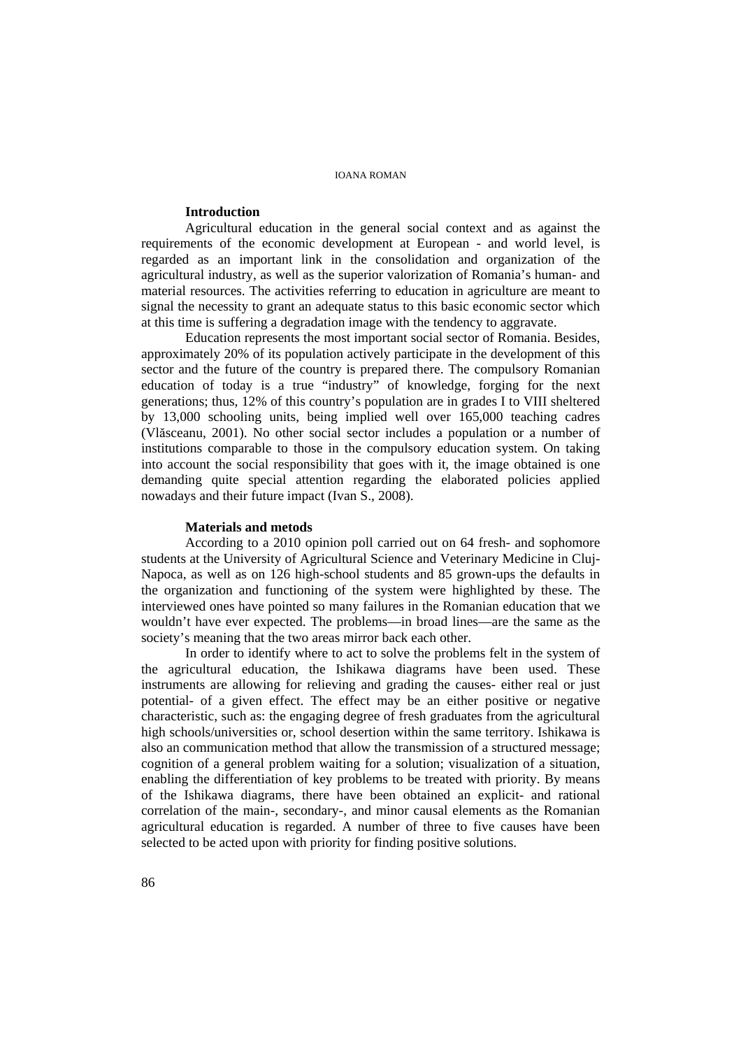## Introduction

Agricultural education in the general social context and as against the requirements of the economic development at European - and world level, is regarded as an important link in the consolidation and organization of the agricultural industry, as well as the superior valorization of Romania's human- and material resources. The activities referring to education in agriculture are meant to signal the necessity to grant an adequate status to this basic economic sector which at this time is suffering a degradation image with the tendency to aggravate.

Education represents the most important social sector of Romania. Besides, approximately 20% of its population actively participate in the development of this sector and the future of the country is prepared there. The compulsory Romanian education of today is a true "industry" of knowledge, forging for the next generations; thus, 12% of this country's population are in grades I to VIII sheltered by 13,000 schooling units, being implied well over 165,000 teaching cadres (Vlăsceanu, 2001). No other social sector includes a population or a number of institutions comparable to those in the compulsory education system. On taking into account the social responsibility that goes with it, the image obtained is one demanding quite special attention regarding the elaborated policies applied nowadays and their future impact (Ivan S., 2008).

## Materials and metods

According to a 2010 opinion poll carried out on 64 fresh- and sophomore students at the University of Agricultural Science and Veterinary Medicine in Cluj-Napoca, as well as on 126 high-school students and 85 grown-ups the defaults in the organization and functioning of the system were highlighted by these. The interviewed ones have pointed so many failures in the Romanian education that we wouldn't have ever expected. The problems—in broad lines—are the same as the society's meaning that the two areas mirror back each other.

In order to identify where to act to solve the problems felt in the system of the agricultural education, the Ishikawa diagrams have been used. These instruments are allowing for relieving and grading the causes- either real or just potential- of a given effect. The effect may be an either positive or negative characteristic, such as: the engaging degree of fresh graduates from the agricultural high schools/universities or, school desertion within the same territory. Ishikawa is also an communication method that allow the transmission of a structured message; cognition of a general problem waiting for a solution; visualization of a situation, enabling the differentiation of key problems to be treated with priority. By means of the Ishikawa diagrams, there have been obtained an explicit- and rational correlation of the main-, secondary-, and minor causal elements as the Romanian agricultural education is regarded. A number of three to five causes have been selected to be acted upon with priority for finding positive solutions.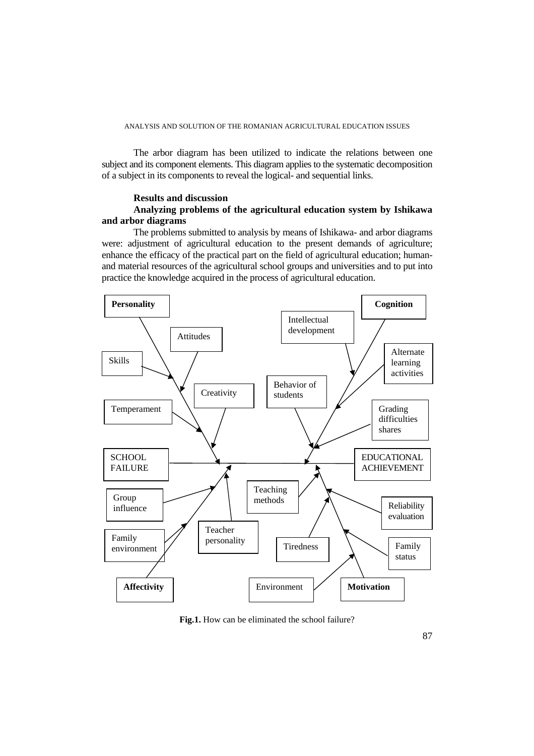The arbor diagram has been utilized to indicate the relations between one subject and its component elements. This diagram applies to the systematic decomposition of a subject in its components to reveal the logical- and sequential links.

**Results and discussion**

**Analyzing problems of the agricultural education system by Ishikawa and arbor diagrams**

The problems submitted to analysis by means of Ishikawa- and arbor diagrams were: adjustment of agricultural education to the present demands of agriculture; enhance the efficacy of the practical part on the field of agricultural education; human- and material resources of the agricultural school groups and universities and to put into practice the knowledge acquired in the process of agricultural education.

**Personality** | Attitudes | Skills | Creativity | Temperament | **Cognition** | Intellectual development | Alternate learning activities | Behavior of students | Grading difficulties shares | SCHOOL FAILURE | EDUCATIONAL ACHIEVEMENT | Group influence | Teaching methods | Reliability evaluation | Teacher personality | Family environment | Tiredness | Family status | **Affectivity** | Environment | **Motivation**

**Fig.1.** How can be eliminated the school failure?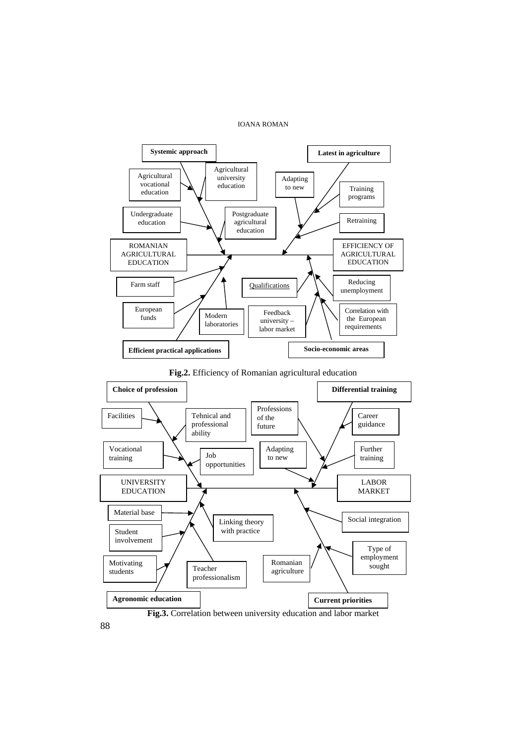**Systemic approach**

Agricultural vocational education

Agricultural university education

Undergraduate education

Postgraduate agricultural education

**Latest in agriculture**

Adapting to new

Training programs

Retraining

ROMANIAN AGRICULTURAL EDUCATION

EFFICIENCY OF AGRICULTURAL EDUCATION

Farm staff

European funds

Modern laboratories

Qualifications

Feedback university – labor market

Reducing unemployment

Correlation with the European requirements

**Efficient practical applications**

**Socio-economic areas**

**Fig.2.** Efficiency of Romanian agricultural education

**Choice of profession**

Facilities

Tehnical and professional ability

Vocational training

Job opportunities

Professions of the future

Adapting to new

**Differential training**

Career guidance

Further training

UNIVERSITY EDUCATION

LABOR MARKET

Material base

Student involvement

Motivating students

Linking theory with practice

Teacher professionalism

**Agronomic education**

Social integration

Type of employment sought

Romanian agriculture

**Current priorities**

**Fig.3.** Correlation between university education and labor market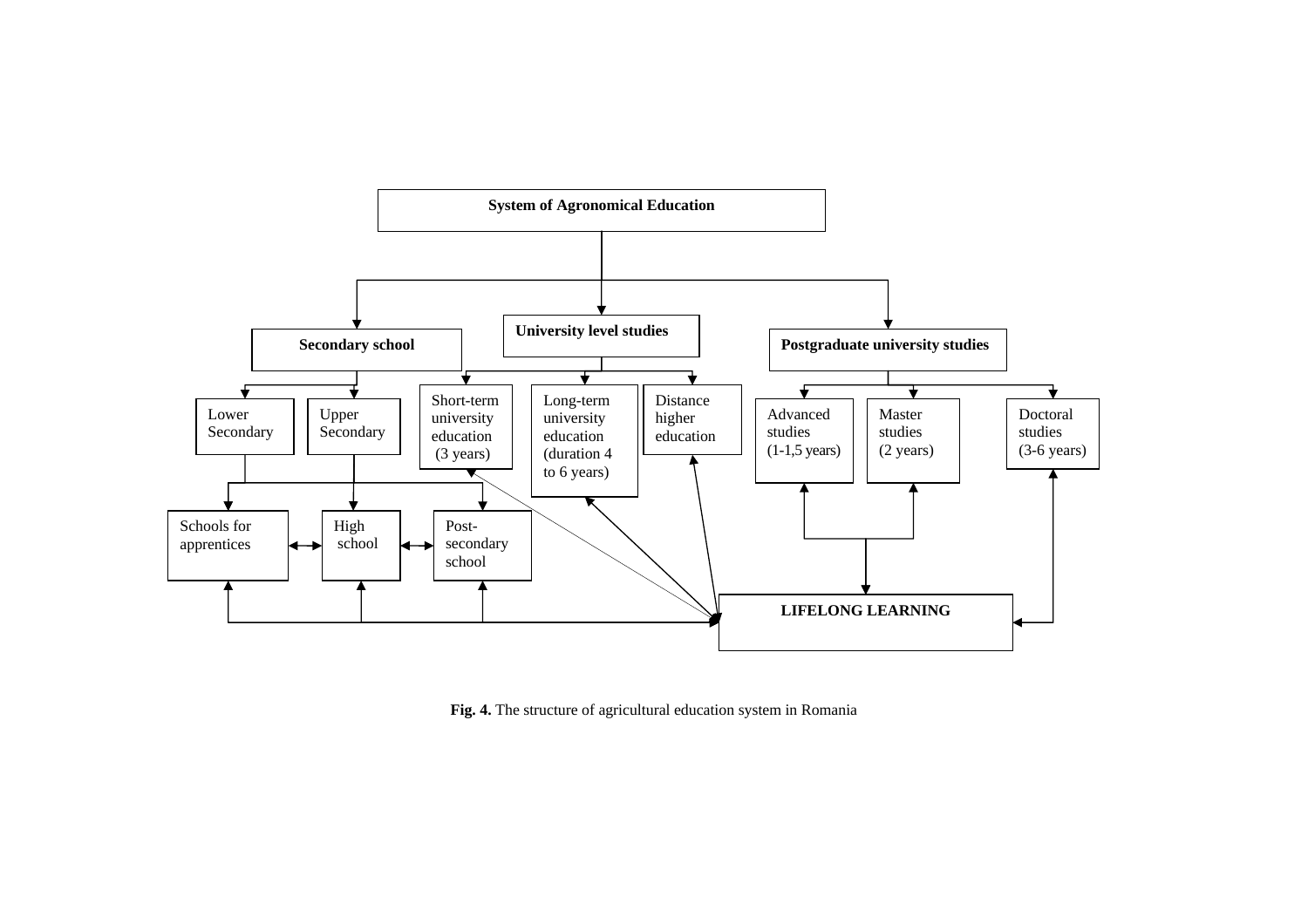**System of Agronomical Education**

**Secondary school**

- Lower Secondary
- Upper Secondary
- Schools for apprentices
- High school
- Post-secondary school

**University level studies**

- Short-term university education (3 years)
- Long-term university education (duration 4 to 6 years)
- Distance higher education

**Postgraduate university studies**

- Advanced studies (1-1,5 years)
- Master studies (2 years)
- Doctoral studies (3-6 years)

**LIFELONG LEARNING**

**Fig. 4.** The structure of agricultural education system in Romania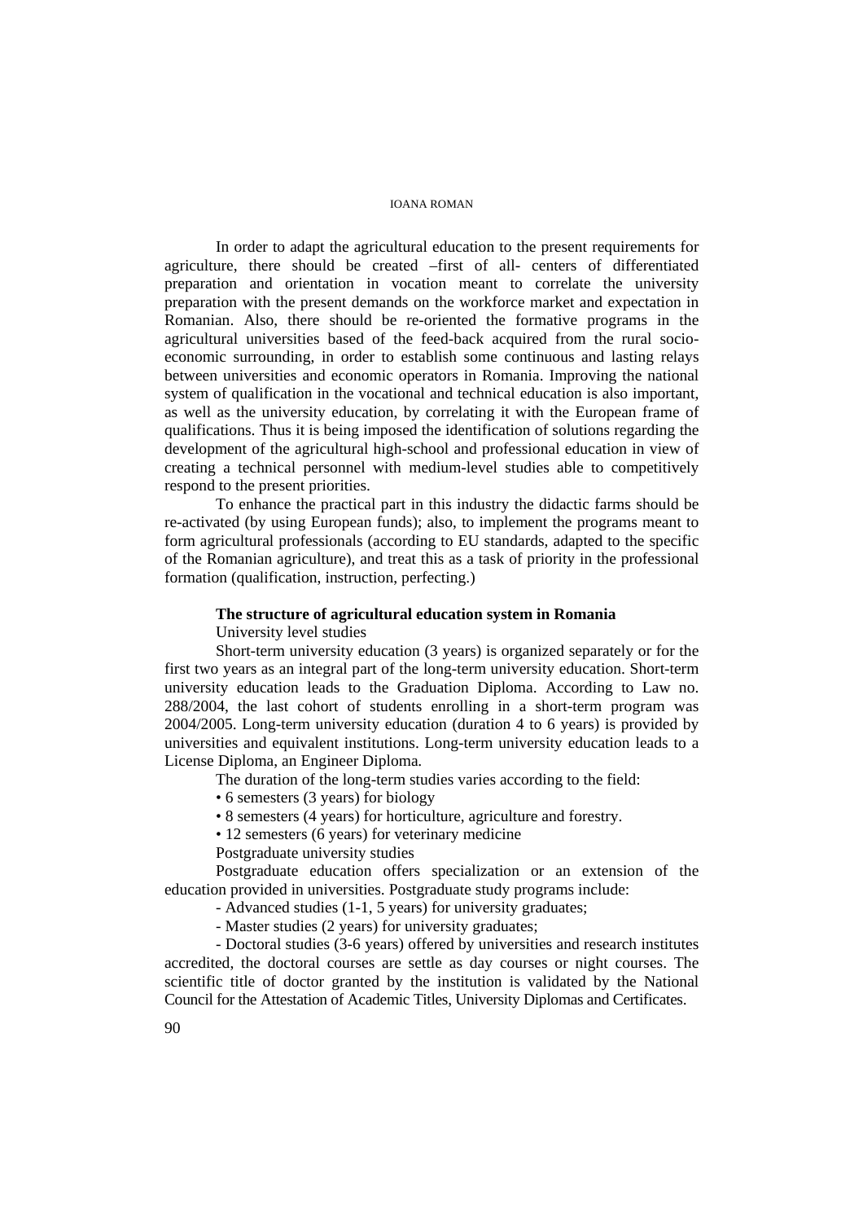In order to adapt the agricultural education to the present requirements for agriculture, there should be created –first of all- centers of differentiated preparation and orientation in vocation meant to correlate the university preparation with the present demands on the workforce market and expectation in Romanian. Also, there should be re-oriented the formative programs in the agricultural universities based of the feed-back acquired from the rural socio-economic surrounding, in order to establish some continuous and lasting relays between universities and economic operators in Romania. Improving the national system of qualification in the vocational and technical education is also important, as well as the university education, by correlating it with the European frame of qualifications. Thus it is being imposed the identification of solutions regarding the development of the agricultural high-school and professional education in view of creating a technical personnel with medium-level studies able to competitively respond to the present priorities.

To enhance the practical part in this industry the didactic farms should be re-activated (by using European funds); also, to implement the programs meant to form agricultural professionals (according to EU standards, adapted to the specific of the Romanian agriculture), and treat this as a task of priority in the professional formation (qualification, instruction, perfecting.)

**The structure of agricultural education system in Romania**

University level studies

Short-term university education (3 years) is organized separately or for the first two years as an integral part of the long-term university education. Short-term university education leads to the Graduation Diploma. According to Law no. 288/2004, the last cohort of students enrolling in a short-term program was 2004/2005. Long-term university education (duration 4 to 6 years) is provided by universities and equivalent institutions. Long-term university education leads to a License Diploma, an Engineer Diploma.

The duration of the long-term studies varies according to the field:

- 6 semesters (3 years) for biology
- 8 semesters (4 years) for horticulture, agriculture and forestry.
- 12 semesters (6 years) for veterinary medicine

Postgraduate university studies

Postgraduate education offers specialization or an extension of the education provided in universities. Postgraduate study programs include:

- Advanced studies (1-1, 5 years) for university graduates;
- Master studies (2 years) for university graduates;
- Doctoral studies (3-6 years) offered by universities and research institutes accredited, the doctoral courses are settle as day courses or night courses. The scientific title of doctor granted by the institution is validated by the National Council for the Attestation of Academic Titles, University Diplomas and Certificates.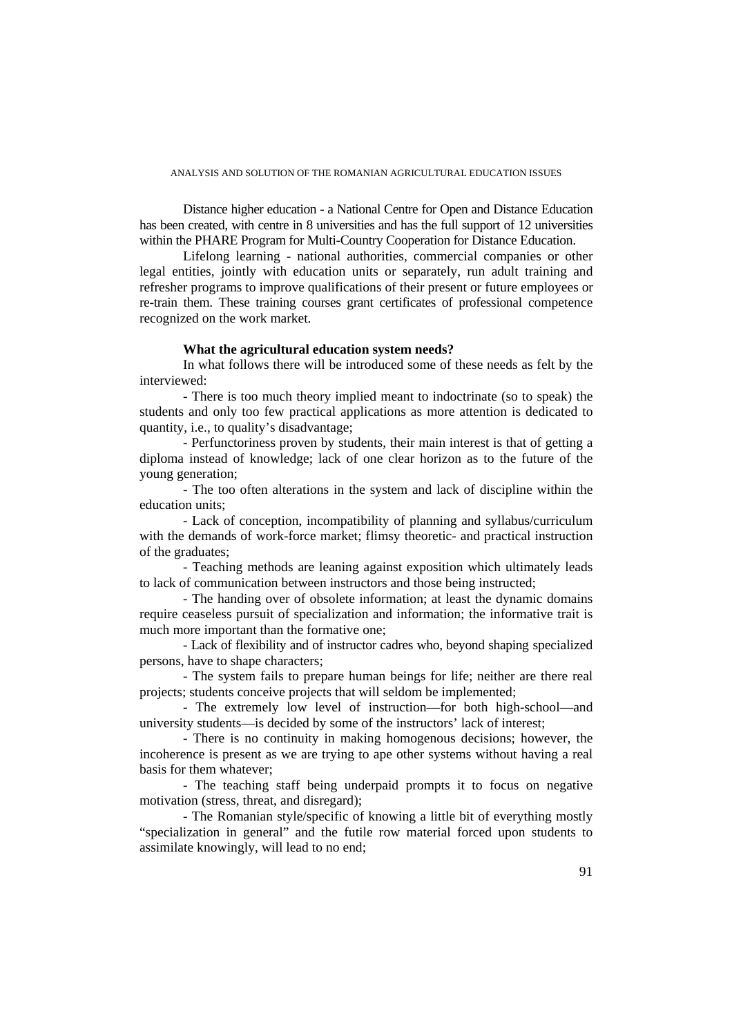Distance higher education - a National Centre for Open and Distance Education has been created, with centre in 8 universities and has the full support of 12 universities within the PHARE Program for Multi-Country Cooperation for Distance Education.

Lifelong learning - national authorities, commercial companies or other legal entities, jointly with education units or separately, run adult training and refresher programs to improve qualifications of their present or future employees or re-train them. These training courses grant certificates of professional competence recognized on the work market.

**What the agricultural education system needs?**

In what follows there will be introduced some of these needs as felt by the interviewed:

- There is too much theory implied meant to indoctrinate (so to speak) the students and only too few practical applications as more attention is dedicated to quantity, i.e., to quality's disadvantage;
- Perfunctoriness proven by students, their main interest is that of getting a diploma instead of knowledge; lack of one clear horizon as to the future of the young generation;
- The too often alterations in the system and lack of discipline within the education units;
- Lack of conception, incompatibility of planning and syllabus/curriculum with the demands of work-force market; flimsy theoretic- and practical instruction of the graduates;
- Teaching methods are leaning against exposition which ultimately leads to lack of communication between instructors and those being instructed;
- The handing over of obsolete information; at least the dynamic domains require ceaseless pursuit of specialization and information; the informative trait is much more important than the formative one;
- Lack of flexibility and of instructor cadres who, beyond shaping specialized persons, have to shape characters;
- The system fails to prepare human beings for life; neither are there real projects; students conceive projects that will seldom be implemented;
- The extremely low level of instruction—for both high-school—and university students—is decided by some of the instructors' lack of interest;
- There is no continuity in making homogenous decisions; however, the incoherence is present as we are trying to ape other systems without having a real basis for them whatever;
- The teaching staff being underpaid prompts it to focus on negative motivation (stress, threat, and disregard);
- The Romanian style/specific of knowing a little bit of everything mostly "specialization in general" and the futile row material forced upon students to assimilate knowingly, will lead to no end;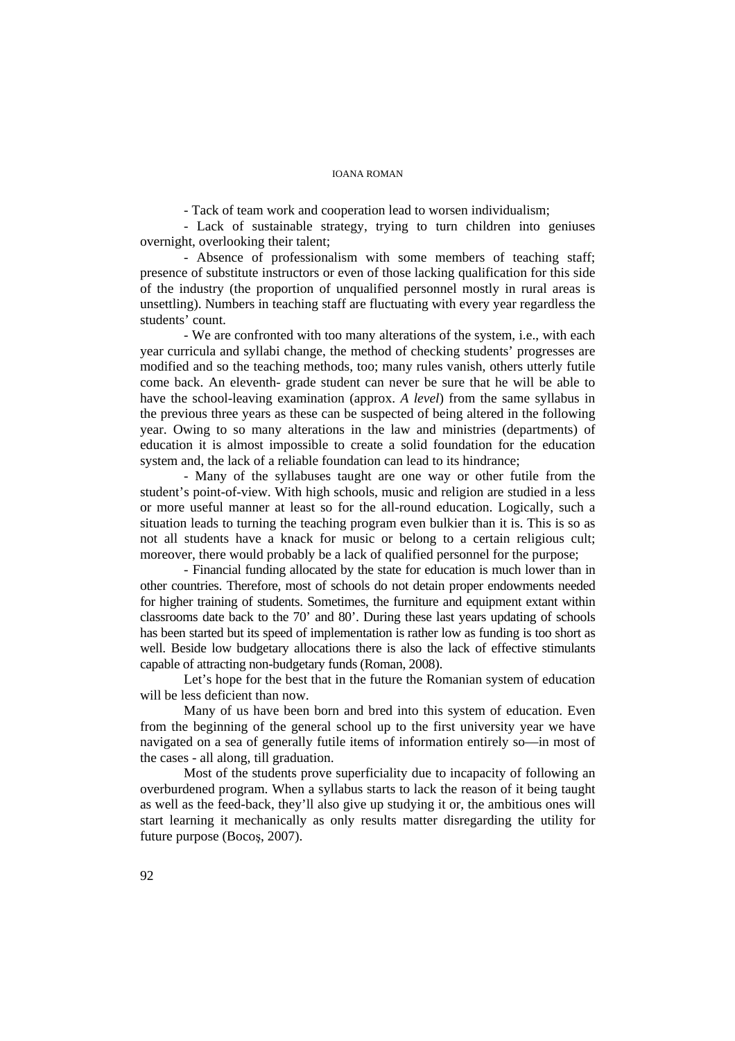- Tack of team work and cooperation lead to worsen individualism;

- Lack of sustainable strategy, trying to turn children into geniuses overnight, overlooking their talent;

- Absence of professionalism with some members of teaching staff; presence of substitute instructors or even of those lacking qualification for this side of the industry (the proportion of unqualified personnel mostly in rural areas is unsettling). Numbers in teaching staff are fluctuating with every year regardless the students' count.

- We are confronted with too many alterations of the system, i.e., with each year curricula and syllabi change, the method of checking students' progresses are modified and so the teaching methods, too; many rules vanish, others utterly futile come back. An eleventh- grade student can never be sure that he will be able to have the school-leaving examination (approx. *A level*) from the same syllabus in the previous three years as these can be suspected of being altered in the following year. Owing to so many alterations in the law and ministries (departments) of education it is almost impossible to create a solid foundation for the education system and, the lack of a reliable foundation can lead to its hindrance;

- Many of the syllabuses taught are one way or other futile from the student's point-of-view. With high schools, music and religion are studied in a less or more useful manner at least so for the all-round education. Logically, such a situation leads to turning the teaching program even bulkier than it is. This is so as not all students have a knack for music or belong to a certain religious cult; moreover, there would probably be a lack of qualified personnel for the purpose;

- Financial funding allocated by the state for education is much lower than in other countries. Therefore, most of schools do not detain proper endowments needed for higher training of students. Sometimes, the furniture and equipment extant within classrooms date back to the 70' and 80'. During these last years updating of schools has been started but its speed of implementation is rather low as funding is too short as well. Beside low budgetary allocations there is also the lack of effective stimulants capable of attracting non-budgetary funds (Roman, 2008).

Let's hope for the best that in the future the Romanian system of education will be less deficient than now.

Many of us have been born and bred into this system of education. Even from the beginning of the general school up to the first university year we have navigated on a sea of generally futile items of information entirely so—in most of the cases - all along, till graduation.

Most of the students prove superficiality due to incapacity of following an overburdened program. When a syllabus starts to lack the reason of it being taught as well as the feed-back, they'll also give up studying it or, the ambitious ones will start learning it mechanically as only results matter disregarding the utility for future purpose (Bocoş, 2007).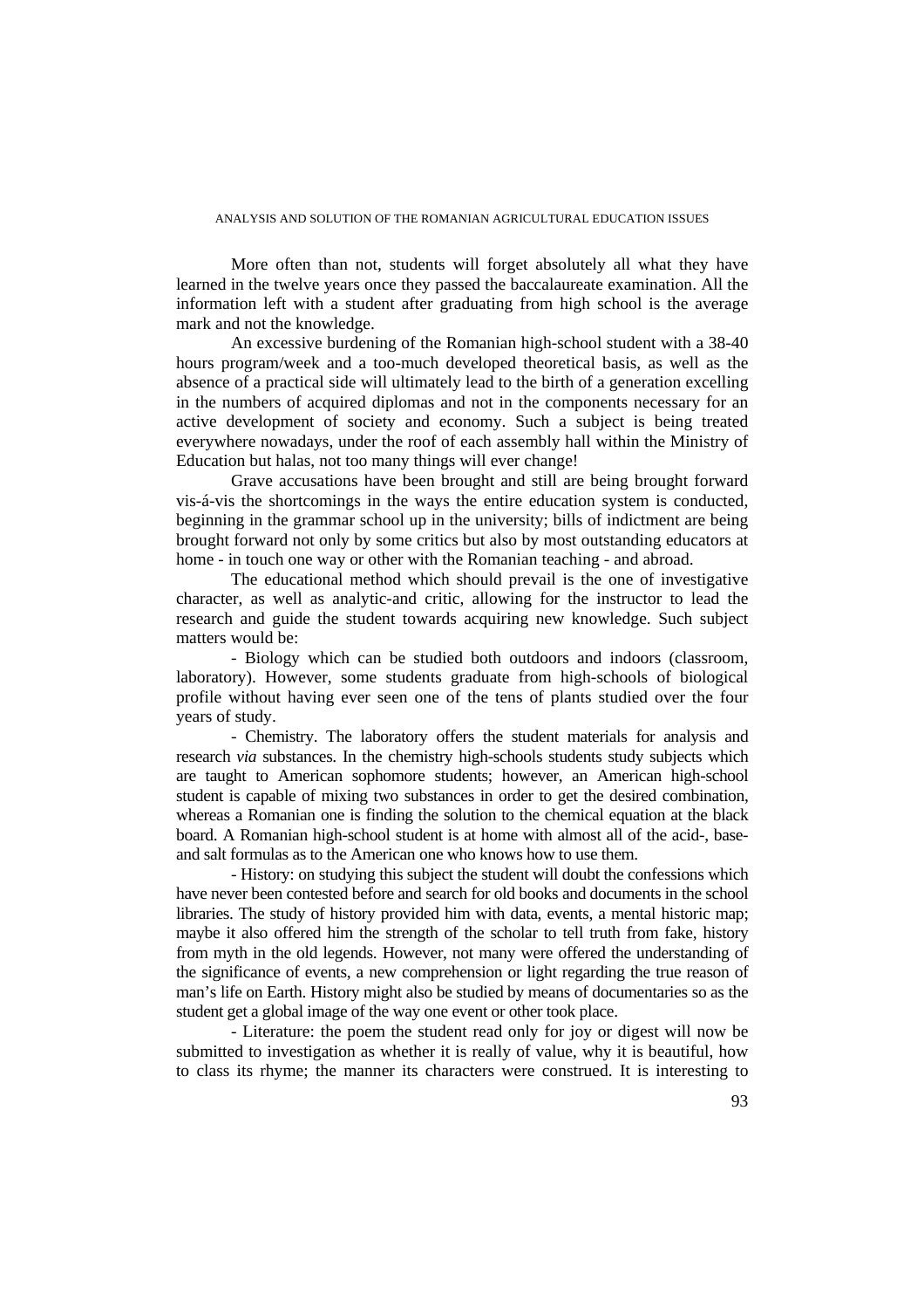More often than not, students will forget absolutely all what they have learned in the twelve years once they passed the baccalaureate examination. All the information left with a student after graduating from high school is the average mark and not the knowledge.

An excessive burdening of the Romanian high-school student with a 38-40 hours program/week and a too-much developed theoretical basis, as well as the absence of a practical side will ultimately lead to the birth of a generation excelling in the numbers of acquired diplomas and not in the components necessary for an active development of society and economy. Such a subject is being treated everywhere nowadays, under the roof of each assembly hall within the Ministry of Education but halas, not too many things will ever change!

Grave accusations have been brought and still are being brought forward vis-á-vis the shortcomings in the ways the entire education system is conducted, beginning in the grammar school up in the university; bills of indictment are being brought forward not only by some critics but also by most outstanding educators at home - in touch one way or other with the Romanian teaching - and abroad.

The educational method which should prevail is the one of investigative character, as well as analytic-and critic, allowing for the instructor to lead the research and guide the student towards acquiring new knowledge. Such subject matters would be:

- Biology which can be studied both outdoors and indoors (classroom, laboratory). However, some students graduate from high-schools of biological profile without having ever seen one of the tens of plants studied over the four years of study.

- Chemistry. The laboratory offers the student materials for analysis and research *via* substances. In the chemistry high-schools students study subjects which are taught to American sophomore students; however, an American high-school student is capable of mixing two substances in order to get the desired combination, whereas a Romanian one is finding the solution to the chemical equation at the black board. A Romanian high-school student is at home with almost all of the acid-, base- and salt formulas as to the American one who knows how to use them.

- History: on studying this subject the student will doubt the confessions which have never been contested before and search for old books and documents in the school libraries. The study of history provided him with data, events, a mental historic map; maybe it also offered him the strength of the scholar to tell truth from fake, history from myth in the old legends. However, not many were offered the understanding of the significance of events, a new comprehension or light regarding the true reason of man's life on Earth. History might also be studied by means of documentaries so as the student get a global image of the way one event or other took place.

- Literature: the poem the student read only for joy or digest will now be submitted to investigation as whether it is really of value, why it is beautiful, how to class its rhyme; the manner its characters were construed. It is interesting to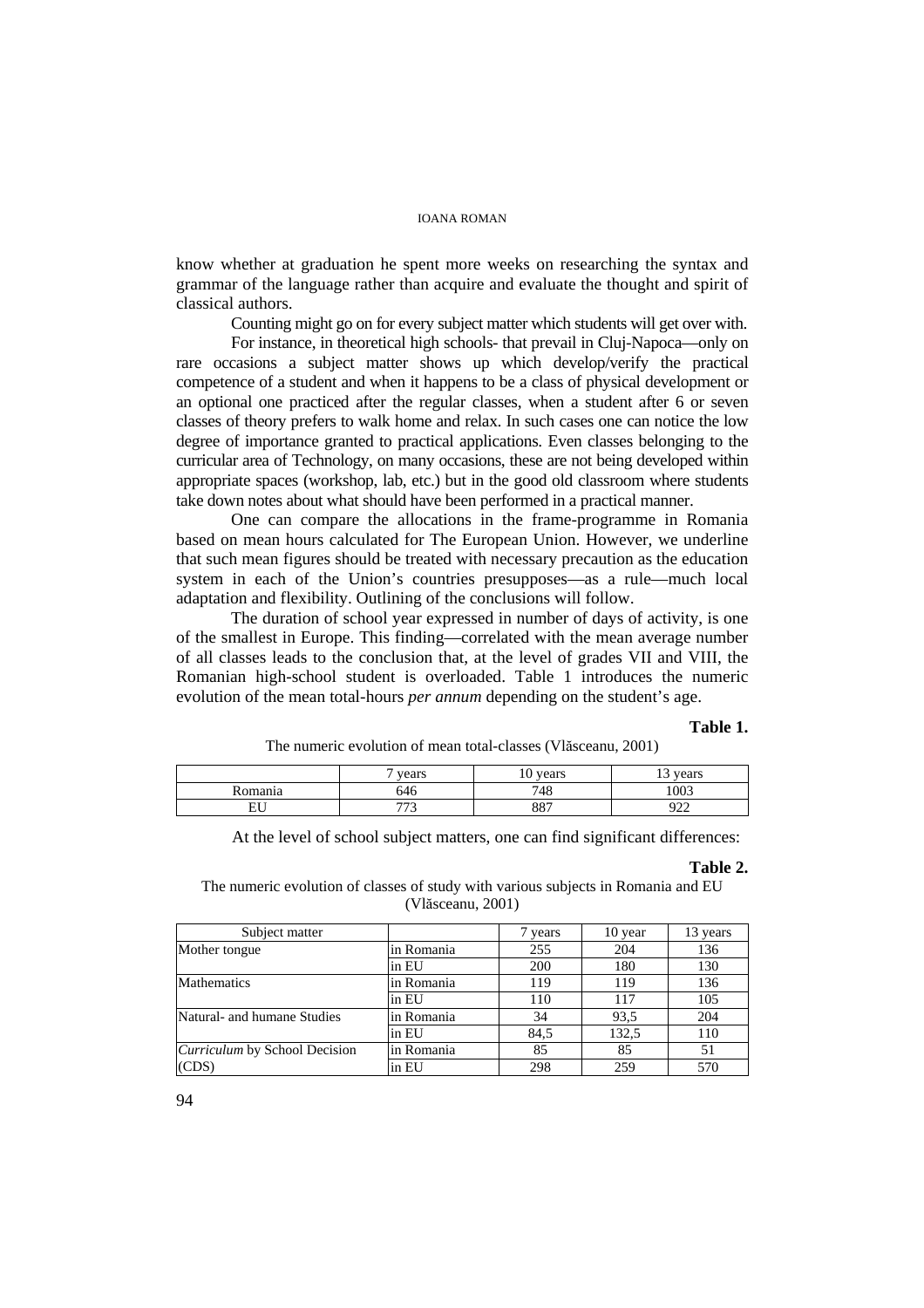know whether at graduation he spent more weeks on researching the syntax and grammar of the language rather than acquire and evaluate the thought and spirit of classical authors.

Counting might go on for every subject matter which students will get over with.

For instance, in theoretical high schools- that prevail in Cluj-Napoca—only on rare occasions a subject matter shows up which develop/verify the practical competence of a student and when it happens to be a class of physical development or an optional one practiced after the regular classes, when a student after 6 or seven classes of theory prefers to walk home and relax. In such cases one can notice the low degree of importance granted to practical applications. Even classes belonging to the curricular area of Technology, on many occasions, these are not being developed within appropriate spaces (workshop, lab, etc.) but in the good old classroom where students take down notes about what should have been performed in a practical manner.

One can compare the allocations in the frame-programme in Romania based on mean hours calculated for The European Union. However, we underline that such mean figures should be treated with necessary precaution as the education system in each of the Union's countries presupposes—as a rule—much local adaptation and flexibility. Outlining of the conclusions will follow.

The duration of school year expressed in number of days of activity, is one of the smallest in Europe. This finding—correlated with the mean average number of all classes leads to the conclusion that, at the level of grades VII and VIII, the Romanian high-school student is overloaded. Table 1 introduces the numeric evolution of the mean total-hours *per annum* depending on the student's age.

**Table 1.**

The numeric evolution of mean total-classes (Vlăsceanu, 2001)

| | 7 years | 10 years | 13 years |
|---|---|---|---|
| Romania | 646 | 748 | 1003 |
| EU | 773 | 887 | 922 |

At the level of school subject matters, one can find significant differences:

**Table 2.**

The numeric evolution of classes of study with various subjects in Romania and EU (Vlăsceanu, 2001)

| Subject matter | | 7 years | 10 year | 13 years |
|---|---|---|---|---|
| Mother tongue | in Romania | 255 | 204 | 136 |
| | in EU | 200 | 180 | 130 |
| Mathematics | in Romania | 119 | 119 | 136 |
| | in EU | 110 | 117 | 105 |
| Natural- and humane Studies | in Romania | 34 | 93,5 | 204 |
| | in EU | 84,5 | 132,5 | 110 |
| *Curriculum* by School Decision (CDS) | in Romania | 85 | 85 | 51 |
| | in EU | 298 | 259 | 570 |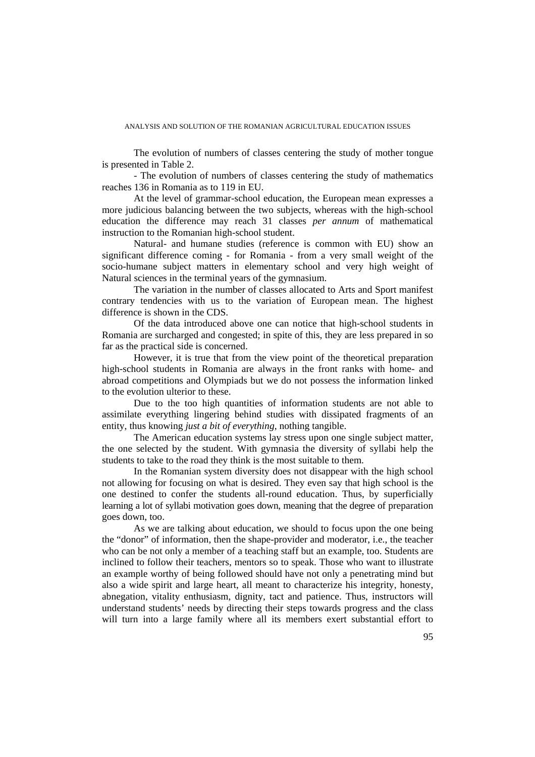The evolution of numbers of classes centering the study of mother tongue is presented in Table 2.

- The evolution of numbers of classes centering the study of mathematics reaches 136 in Romania as to 119 in EU.

At the level of grammar-school education, the European mean expresses a more judicious balancing between the two subjects, whereas with the high-school education the difference may reach 31 classes *per annum* of mathematical instruction to the Romanian high-school student.

Natural- and humane studies (reference is common with EU) show an significant difference coming - for Romania - from a very small weight of the socio-humane subject matters in elementary school and very high weight of Natural sciences in the terminal years of the gymnasium.

The variation in the number of classes allocated to Arts and Sport manifest contrary tendencies with us to the variation of European mean. The highest difference is shown in the CDS.

Of the data introduced above one can notice that high-school students in Romania are surcharged and congested; in spite of this, they are less prepared in so far as the practical side is concerned.

However, it is true that from the view point of the theoretical preparation high-school students in Romania are always in the front ranks with home- and abroad competitions and Olympiads but we do not possess the information linked to the evolution ulterior to these.

Due to the too high quantities of information students are not able to assimilate everything lingering behind studies with dissipated fragments of an entity, thus knowing *just a bit of everything*, nothing tangible.

The American education systems lay stress upon one single subject matter, the one selected by the student. With gymnasia the diversity of syllabi help the students to take to the road they think is the most suitable to them.

In the Romanian system diversity does not disappear with the high school not allowing for focusing on what is desired. They even say that high school is the one destined to confer the students all-round education. Thus, by superficially learning a lot of syllabi motivation goes down, meaning that the degree of preparation goes down, too.

As we are talking about education, we should to focus upon the one being the "donor" of information, then the shape-provider and moderator, i.e., the teacher who can be not only a member of a teaching staff but an example, too. Students are inclined to follow their teachers, mentors so to speak. Those who want to illustrate an example worthy of being followed should have not only a penetrating mind but also a wide spirit and large heart, all meant to characterize his integrity, honesty, abnegation, vitality enthusiasm, dignity, tact and patience. Thus, instructors will understand students' needs by directing their steps towards progress and the class will turn into a large family where all its members exert substantial effort to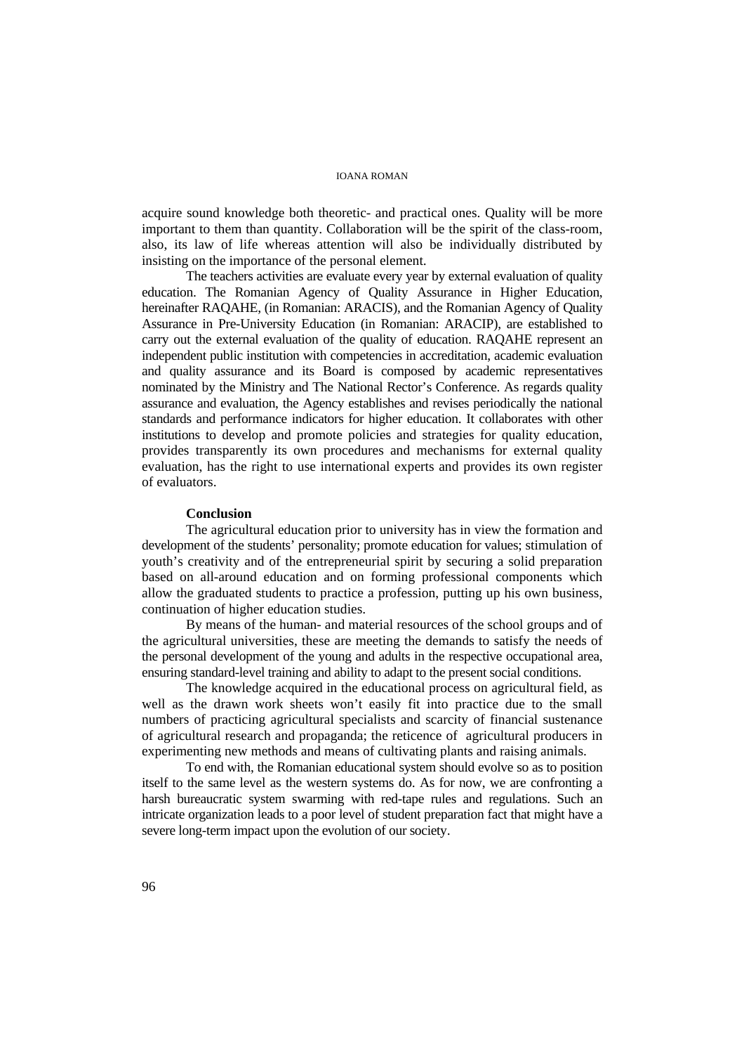acquire sound knowledge both theoretic- and practical ones. Quality will be more important to them than quantity. Collaboration will be the spirit of the class-room, also, its law of life whereas attention will also be individually distributed by insisting on the importance of the personal element.

The teachers activities are evaluate every year by external evaluation of quality education. The Romanian Agency of Quality Assurance in Higher Education, hereinafter RAQAHE, (in Romanian: ARACIS), and the Romanian Agency of Quality Assurance in Pre-University Education (in Romanian: ARACIP), are established to carry out the external evaluation of the quality of education. RAQAHE represent an independent public institution with competencies in accreditation, academic evaluation and quality assurance and its Board is composed by academic representatives nominated by the Ministry and The National Rector's Conference. As regards quality assurance and evaluation, the Agency establishes and revises periodically the national standards and performance indicators for higher education. It collaborates with other institutions to develop and promote policies and strategies for quality education, provides transparently its own procedures and mechanisms for external quality evaluation, has the right to use international experts and provides its own register of evaluators.

**Conclusion**

The agricultural education prior to university has in view the formation and development of the students' personality; promote education for values; stimulation of youth's creativity and of the entrepreneurial spirit by securing a solid preparation based on all-around education and on forming professional components which allow the graduated students to practice a profession, putting up his own business, continuation of higher education studies.

By means of the human- and material resources of the school groups and of the agricultural universities, these are meeting the demands to satisfy the needs of the personal development of the young and adults in the respective occupational area, ensuring standard-level training and ability to adapt to the present social conditions.

The knowledge acquired in the educational process on agricultural field, as well as the drawn work sheets won't easily fit into practice due to the small numbers of practicing agricultural specialists and scarcity of financial sustenance of agricultural research and propaganda; the reticence of agricultural producers in experimenting new methods and means of cultivating plants and raising animals.

To end with, the Romanian educational system should evolve so as to position itself to the same level as the western systems do. As for now, we are confronting a harsh bureaucratic system swarming with red-tape rules and regulations. Such an intricate organization leads to a poor level of student preparation fact that might have a severe long-term impact upon the evolution of our society.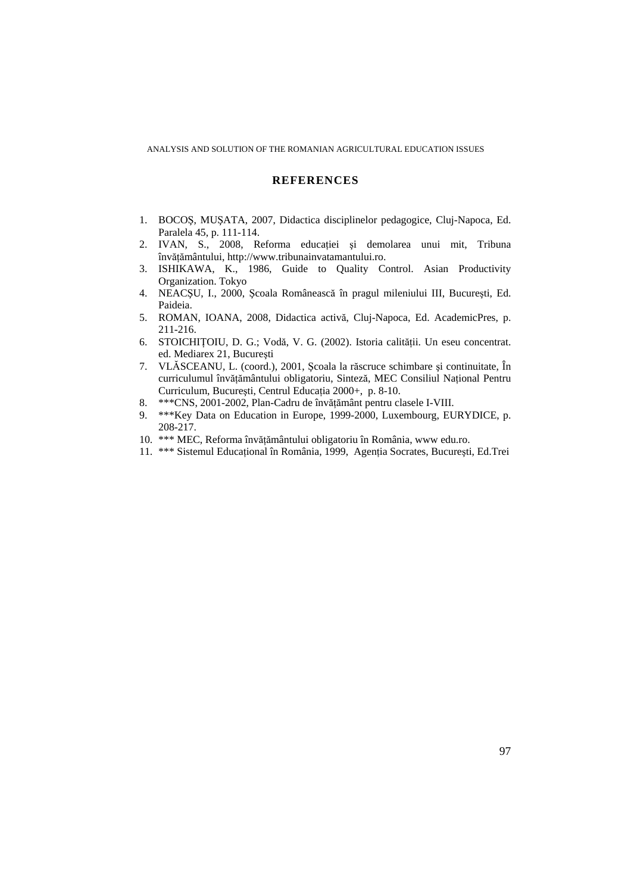## REFERENCES

1. BOCOȘ, MUȘATA, 2007, Didactica disciplinelor pedagogice, Cluj-Napoca, Ed. Paralela 45, p. 111-114.
2. IVAN, S., 2008, Reforma educației și demolarea unui mit, Tribuna învățământului, http://www.tribunainvatamantului.ro.
3. ISHIKAWA, K., 1986, Guide to Quality Control. Asian Productivity Organization. Tokyo
4. NEACȘU, I., 2000, Școala Românească în pragul mileniului III, București, Ed. Paideia.
5. ROMAN, IOANA, 2008, Didactica activă, Cluj-Napoca, Ed. AcademicPres, p. 211-216.
6. STOICHIȚOIU, D. G.; Vodă, V. G. (2002). Istoria calității. Un eseu concentrat. ed. Mediarex 21, București
7. VLĂSCEANU, L. (coord.), 2001, Școala la răscruce schimbare și continuitate, În curriculumul învățământului obligatoriu, Sinteză, MEC Consiliul Național Pentru Curriculum, București, Centrul Educația 2000+, p. 8-10.
8. ***CNS, 2001-2002, Plan-Cadru de învățământ pentru clasele I-VIII.
9. ***Key Data on Education in Europe, 1999-2000, Luxembourg, EURYDICE, p. 208-217.
10. *** MEC, Reforma învățământului obligatoriu în România, www edu.ro.
11. *** Sistemul Educațional în România, 1999, Agenția Socrates, București, Ed.Trei